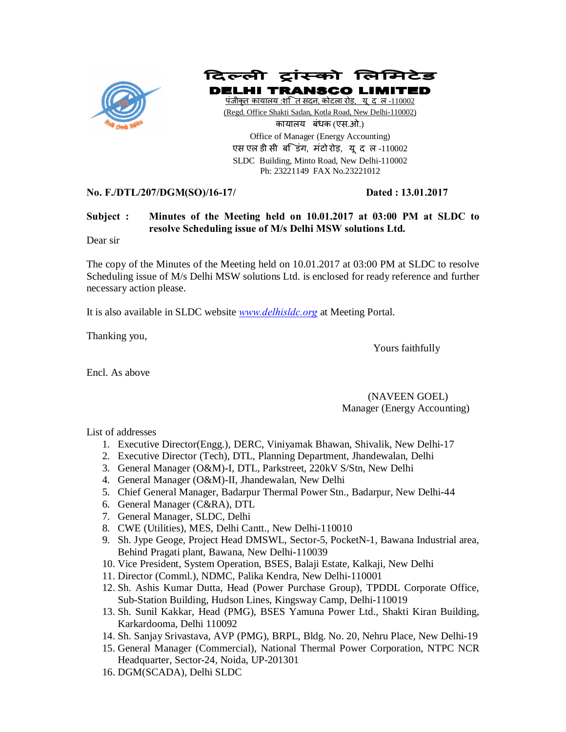# दिल्ली ट्रांस्को लिमिटेड

# DELHI TRANSCO LIMITED

पंजीकृत कायालय :शा त सदन, कोटला रोड, यू द ल -110002

(Regd. Office Shakti Sadan, Kotla Road, New Delhi-110002)

कायालय बंधक (एस.ओ.)

Office of Manager (Energy Accounting)

एस एल डी सी ब डंग, मंटो रोड, यू द ल -110002

SLDC Building, Minto Road, New Delhi-110002

Ph: 23221149 FAX No.23221012

**No. F./DTL/207/DGM(SO)/16-17/** **Dated : 13.01.2017**

**Subject : Minutes of the Meeting held on 10.01.2017 at 03:00 PM at SLDC to resolve Scheduling issue of M/s Delhi MSW solutions Ltd.**

Dear sir

The copy of the Minutes of the Meeting held on 10.01.2017 at 03:00 PM at SLDC to resolve Scheduling issue of M/s Delhi MSW solutions Ltd. is enclosed for ready reference and further necessary action please.

It is also available in SLDC website *www.delhisldc.org* at Meeting Portal.

Thanking you,

Yours faithfully

Encl. As above

(NAVEEN GOEL)
Manager (Energy Accounting)

List of addresses

1. Executive Director(Engg.), DERC, Viniyamak Bhawan, Shivalik, New Delhi-17
2. Executive Director (Tech), DTL, Planning Department, Jhandewalan, Delhi
3. General Manager (O&M)-I, DTL, Parkstreet, 220kV S/Stn, New Delhi
4. General Manager (O&M)-II, Jhandewalan, New Delhi
5. Chief General Manager, Badarpur Thermal Power Stn., Badarpur, New Delhi-44
6. General Manager (C&RA), DTL
7. General Manager, SLDC, Delhi
8. CWE (Utilities), MES, Delhi Cantt., New Delhi-110010
9. Sh. Jype Geoge, Project Head DMSWL, Sector-5, PocketN-1, Bawana Industrial area, Behind Pragati plant, Bawana, New Delhi-110039
10. Vice President, System Operation, BSES, Balaji Estate, Kalkaji, New Delhi
11. Director (Comml.), NDMC, Palika Kendra, New Delhi-110001
12. Sh. Ashis Kumar Dutta, Head (Power Purchase Group), TPDDL Corporate Office, Sub-Station Building, Hudson Lines, Kingsway Camp, Delhi-110019
13. Sh. Sunil Kakkar, Head (PMG), BSES Yamuna Power Ltd., Shakti Kiran Building, Karkardooma, Delhi 110092
14. Sh. Sanjay Srivastava, AVP (PMG), BRPL, Bldg. No. 20, Nehru Place, New Delhi-19
15. General Manager (Commercial), National Thermal Power Corporation, NTPC NCR Headquarter, Sector-24, Noida, UP-201301
16. DGM(SCADA), Delhi SLDC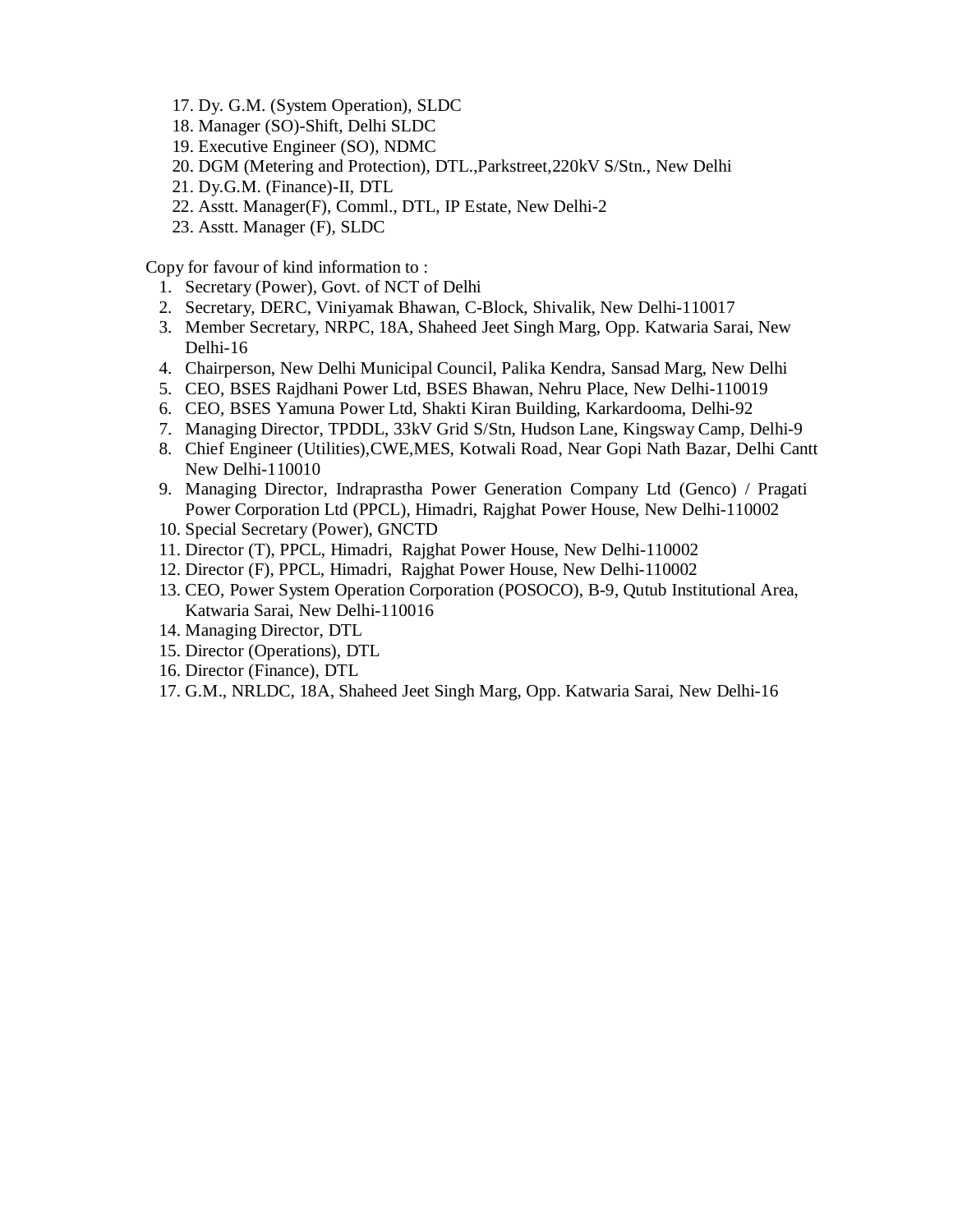17. Dy. G.M. (System Operation), SLDC
18. Manager (SO)-Shift, Delhi SLDC
19. Executive Engineer (SO), NDMC
20. DGM (Metering and Protection), DTL.,Parkstreet,220kV S/Stn., New Delhi
21. Dy.G.M. (Finance)-II, DTL
22. Asstt. Manager(F), Comml., DTL, IP Estate, New Delhi-2
23. Asstt. Manager (F), SLDC

Copy for favour of kind information to :

1. Secretary (Power), Govt. of NCT of Delhi
2. Secretary, DERC, Viniyamak Bhawan, C-Block, Shivalik, New Delhi-110017
3. Member Secretary, NRPC, 18A, Shaheed Jeet Singh Marg, Opp. Katwaria Sarai, New Delhi-16
4. Chairperson, New Delhi Municipal Council, Palika Kendra, Sansad Marg, New Delhi
5. CEO, BSES Rajdhani Power Ltd, BSES Bhawan, Nehru Place, New Delhi-110019
6. CEO, BSES Yamuna Power Ltd, Shakti Kiran Building, Karkardooma, Delhi-92
7. Managing Director, TPDDL, 33kV Grid S/Stn, Hudson Lane, Kingsway Camp, Delhi-9
8. Chief Engineer (Utilities),CWE,MES, Kotwali Road, Near Gopi Nath Bazar, Delhi Cantt New Delhi-110010
9. Managing Director, Indraprastha Power Generation Company Ltd (Genco) / Pragati Power Corporation Ltd (PPCL), Himadri, Rajghat Power House, New Delhi-110002
10. Special Secretary (Power), GNCTD
11. Director (T), PPCL, Himadri, Rajghat Power House, New Delhi-110002
12. Director (F), PPCL, Himadri, Rajghat Power House, New Delhi-110002
13. CEO, Power System Operation Corporation (POSOCO), B-9, Qutub Institutional Area, Katwaria Sarai, New Delhi-110016
14. Managing Director, DTL
15. Director (Operations), DTL
16. Director (Finance), DTL
17. G.M., NRLDC, 18A, Shaheed Jeet Singh Marg, Opp. Katwaria Sarai, New Delhi-16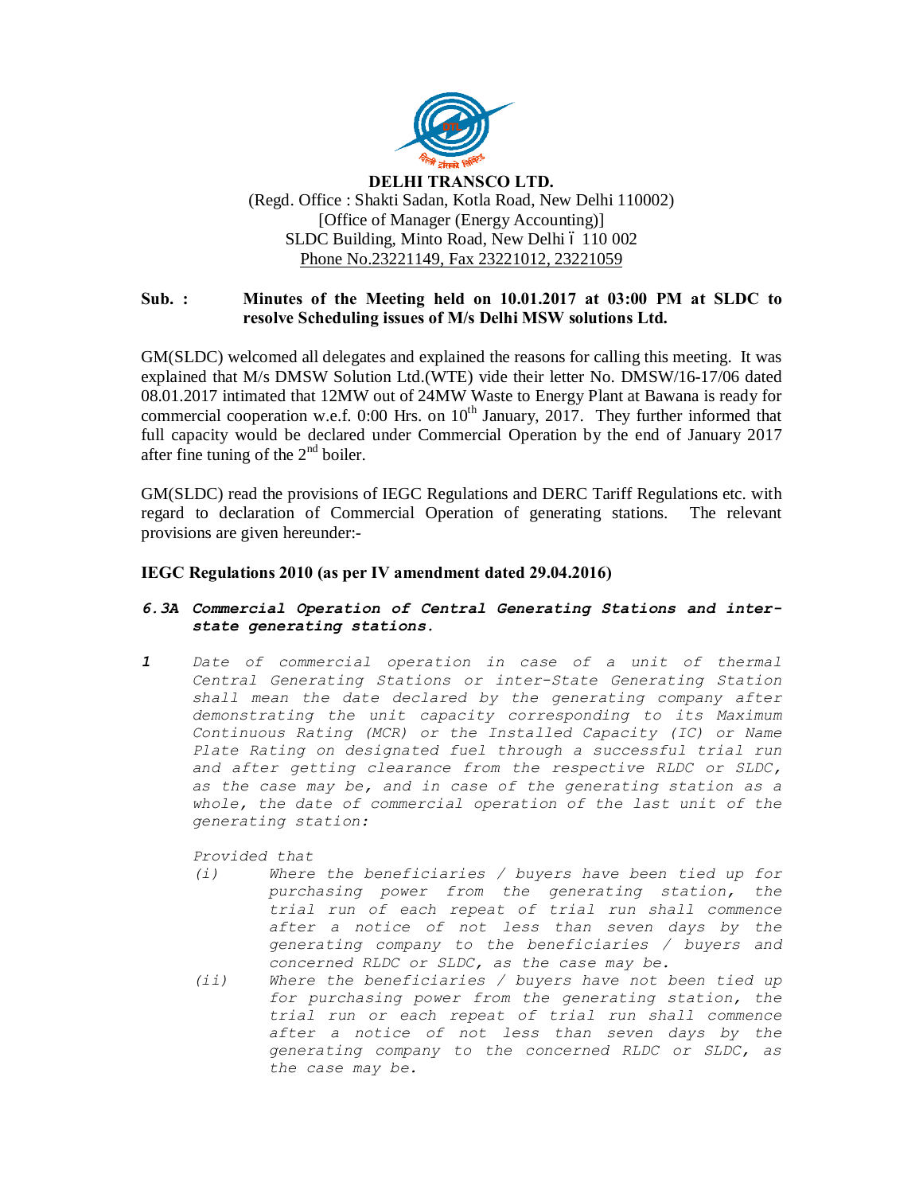**DELHI TRANSCO LTD.**

(Regd. Office : Shakti Sadan, Kotla Road, New Delhi 110002)

[Office of Manager (Energy Accounting)]

SLDC Building, Minto Road, New Delhi – 110 002

Phone No.23221149, Fax 23221012, 23221059

**Sub. : Minutes of the Meeting held on 10.01.2017 at 03:00 PM at SLDC to resolve Scheduling issues of M/s Delhi MSW solutions Ltd.**

GM(SLDC) welcomed all delegates and explained the reasons for calling this meeting. It was explained that M/s DMSW Solution Ltd.(WTE) vide their letter No. DMSW/16-17/06 dated 08.01.2017 intimated that 12MW out of 24MW Waste to Energy Plant at Bawana is ready for commercial cooperation w.e.f. 0:00 Hrs. on 10th January, 2017. They further informed that full capacity would be declared under Commercial Operation by the end of January 2017 after fine tuning of the 2nd boiler.

GM(SLDC) read the provisions of IEGC Regulations and DERC Tariff Regulations etc. with regard to declaration of Commercial Operation of generating stations. The relevant provisions are given hereunder:-

**IEGC Regulations 2010 (as per IV amendment dated 29.04.2016)**

***6.3A Commercial Operation of Central Generating Stations and inter-state generating stations.***

***1*** *Date of commercial operation in case of a unit of thermal Central Generating Stations or inter-State Generating Station shall mean the date declared by the generating company after demonstrating the unit capacity corresponding to its Maximum Continuous Rating (MCR) or the Installed Capacity (IC) or Name Plate Rating on designated fuel through a successful trial run and after getting clearance from the respective RLDC or SLDC, as the case may be, and in case of the generating station as a whole, the date of commercial operation of the last unit of the generating station:*

*Provided that*

*(i) Where the beneficiaries / buyers have been tied up for purchasing power from the generating station, the trial run of each repeat of trial run shall commence after a notice of not less than seven days by the generating company to the beneficiaries / buyers and concerned RLDC or SLDC, as the case may be.*

*(ii) Where the beneficiaries / buyers have not been tied up for purchasing power from the generating station, the trial run or each repeat of trial run shall commence after a notice of not less than seven days by the generating company to the concerned RLDC or SLDC, as the case may be.*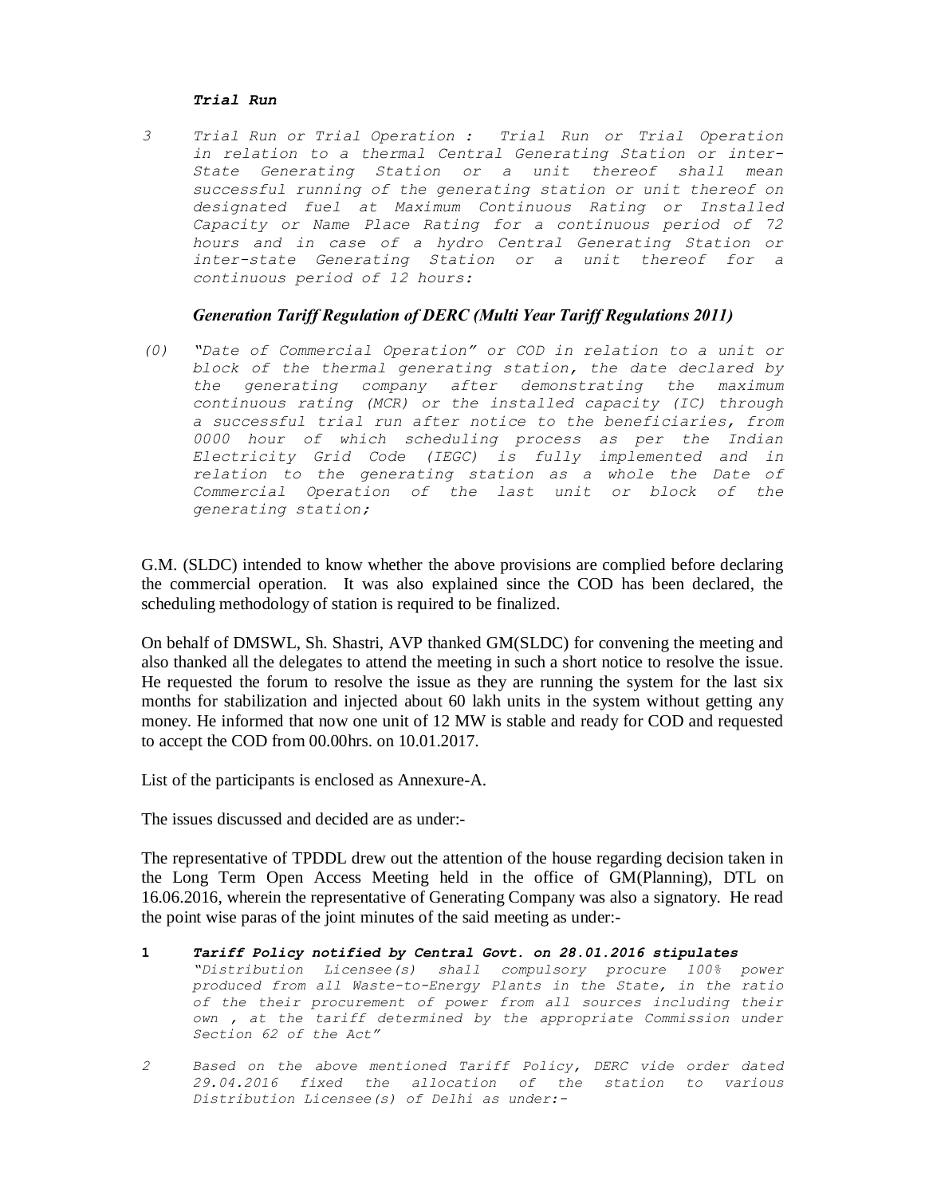***Trial Run***

*3 Trial Run or Trial Operation : Trial Run or Trial Operation in relation to a thermal Central Generating Station or inter-State Generating Station or a unit thereof shall mean successful running of the generating station or unit thereof on designated fuel at Maximum Continuous Rating or Installed Capacity or Name Place Rating for a continuous period of 72 hours and in case of a hydro Central Generating Station or inter-state Generating Station or a unit thereof for a continuous period of 12 hours:*

***Generation Tariff Regulation of DERC (Multi Year Tariff Regulations 2011)***

*(0) "Date of Commercial Operation" or COD in relation to a unit or block of the thermal generating station, the date declared by the generating company after demonstrating the maximum continuous rating (MCR) or the installed capacity (IC) through a successful trial run after notice to the beneficiaries, from 0000 hour of which scheduling process as per the Indian Electricity Grid Code (IEGC) is fully implemented and in relation to the generating station as a whole the Date of Commercial Operation of the last unit or block of the generating station;*

G.M. (SLDC) intended to know whether the above provisions are complied before declaring the commercial operation. It was also explained since the COD has been declared, the scheduling methodology of station is required to be finalized.

On behalf of DMSWL, Sh. Shastri, AVP thanked GM(SLDC) for convening the meeting and also thanked all the delegates to attend the meeting in such a short notice to resolve the issue. He requested the forum to resolve the issue as they are running the system for the last six months for stabilization and injected about 60 lakh units in the system without getting any money. He informed that now one unit of 12 MW is stable and ready for COD and requested to accept the COD from 00.00hrs. on 10.01.2017.

List of the participants is enclosed as Annexure-A.

The issues discussed and decided are as under:-

The representative of TPDDL drew out the attention of the house regarding decision taken in the Long Term Open Access Meeting held in the office of GM(Planning), DTL on 16.06.2016, wherein the representative of Generating Company was also a signatory. He read the point wise paras of the joint minutes of the said meeting as under:-

**1** ***Tariff Policy notified by Central Govt. on 28.01.2016 stipulates*** *"Distribution Licensee(s) shall compulsory procure 100% power produced from all Waste-to-Energy Plants in the State, in the ratio of the their procurement of power from all sources including their own , at the tariff determined by the appropriate Commission under Section 62 of the Act"*

*2 Based on the above mentioned Tariff Policy, DERC vide order dated 29.04.2016 fixed the allocation of the station to various Distribution Licensee(s) of Delhi as under:-*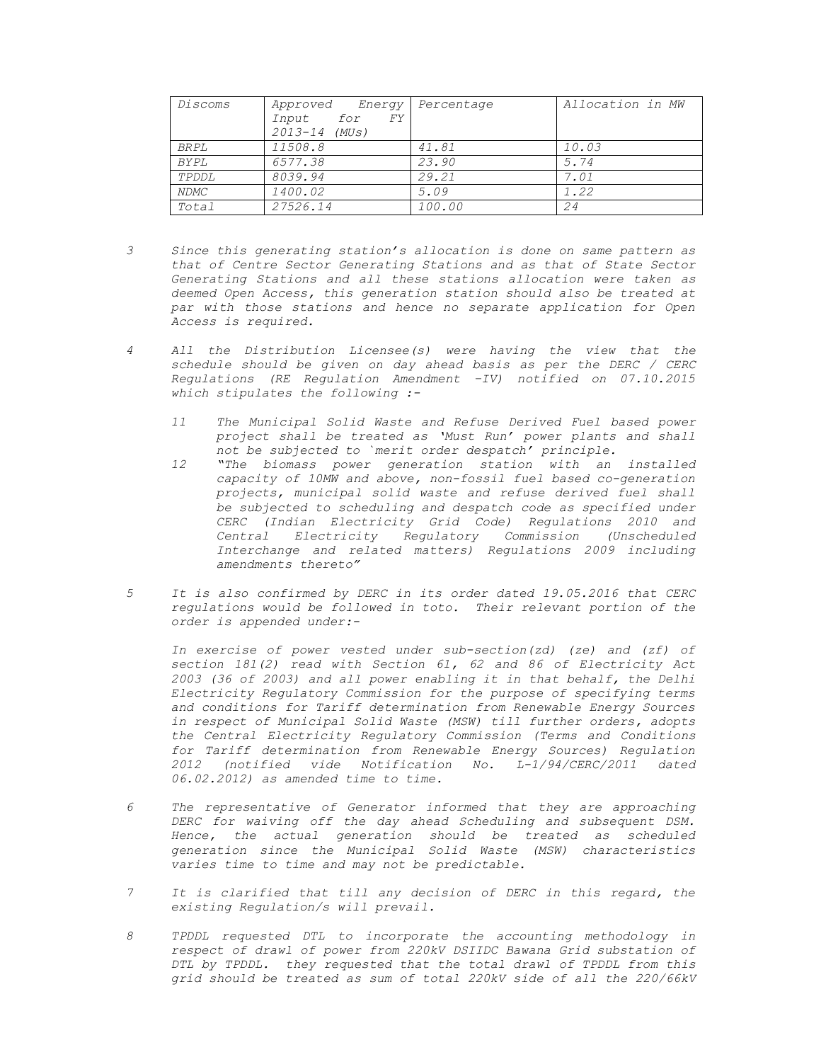| *Discoms* | *Approved Energy Input for FY 2013-14 (MUs)* | *Percentage* | *Allocation in MW* |
|---|---|---|---|
| *BRPL* | *11508.8* | *41.81* | *10.03* |
| *BYPL* | *6577.38* | *23.90* | *5.74* |
| *TPDDL* | *8039.94* | *29.21* | *7.01* |
| *NDMC* | *1400.02* | *5.09* | *1.22* |
| *Total* | *27526.14* | *100.00* | *24* |

3 *Since this generating station's allocation is done on same pattern as that of Centre Sector Generating Stations and as that of State Sector Generating Stations and all these stations allocation were taken as deemed Open Access, this generation station should also be treated at par with those stations and hence no separate application for Open Access is required.*

4 *All the Distribution Licensee(s) were having the view that the schedule should be given on day ahead basis as per the DERC / CERC Regulations (RE Regulation Amendment -IV) notified on 07.10.2015 which stipulates the following :-*

> 11 *The Municipal Solid Waste and Refuse Derived Fuel based power project shall be treated as 'Must Run' power plants and shall not be subjected to `merit order despatch' principle.*
>
> 12 *"The biomass power generation station with an installed capacity of 10MW and above, non-fossil fuel based co-generation projects, municipal solid waste and refuse derived fuel shall be subjected to scheduling and despatch code as specified under CERC (Indian Electricity Grid Code) Regulations 2010 and Central Electricity Regulatory Commission (Unscheduled Interchange and related matters) Regulations 2009 including amendments thereto"*

5 *It is also confirmed by DERC in its order dated 19.05.2016 that CERC regulations would be followed in toto. Their relevant portion of the order is appended under:-*

*In exercise of power vested under sub-section(zd) (ze) and (zf) of section 181(2) read with Section 61, 62 and 86 of Electricity Act 2003 (36 of 2003) and all power enabling it in that behalf, the Delhi Electricity Regulatory Commission for the purpose of specifying terms and conditions for Tariff determination from Renewable Energy Sources in respect of Municipal Solid Waste (MSW) till further orders, adopts the Central Electricity Regulatory Commission (Terms and Conditions for Tariff determination from Renewable Energy Sources) Regulation 2012 (notified vide Notification No. L-1/94/CERC/2011 dated 06.02.2012) as amended time to time.*

6 *The representative of Generator informed that they are approaching DERC for waiving off the day ahead Scheduling and subsequent DSM. Hence, the actual generation should be treated as scheduled generation since the Municipal Solid Waste (MSW) characteristics varies time to time and may not be predictable.*

7 *It is clarified that till any decision of DERC in this regard, the existing Regulation/s will prevail.*

8 *TPDDL requested DTL to incorporate the accounting methodology in respect of drawl of power from 220kV DSIIDC Bawana Grid substation of DTL by TPDDL. they requested that the total drawl of TPDDL from this grid should be treated as sum of total 220kV side of all the 220/66kV*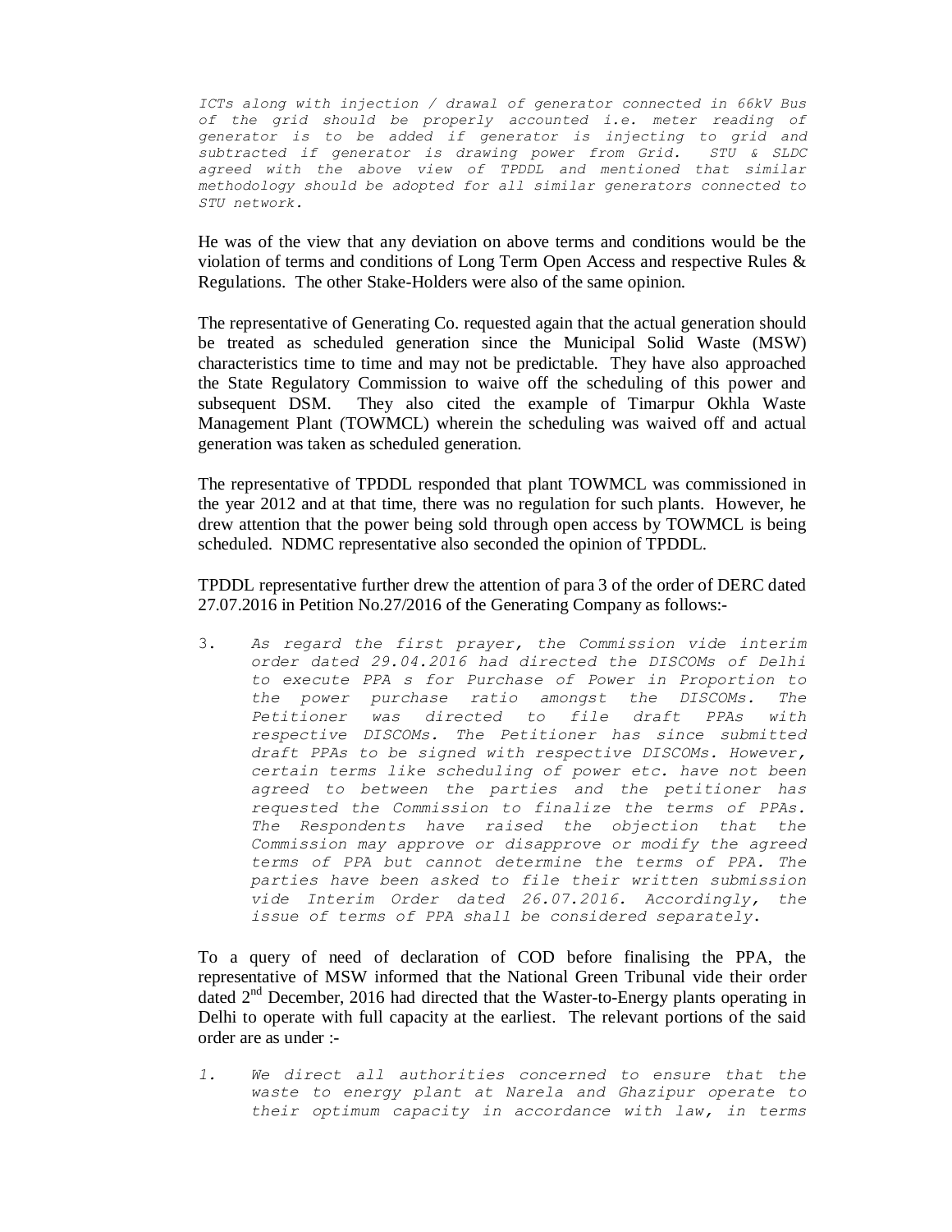*ICTs along with injection / drawal of generator connected in 66kV Bus of the grid should be properly accounted i.e. meter reading of generator is to be added if generator is injecting to grid and subtracted if generator is drawing power from Grid. STU & SLDC agreed with the above view of TPDDL and mentioned that similar methodology should be adopted for all similar generators connected to STU network.*

He was of the view that any deviation on above terms and conditions would be the violation of terms and conditions of Long Term Open Access and respective Rules & Regulations. The other Stake-Holders were also of the same opinion.

The representative of Generating Co. requested again that the actual generation should be treated as scheduled generation since the Municipal Solid Waste (MSW) characteristics time to time and may not be predictable. They have also approached the State Regulatory Commission to waive off the scheduling of this power and subsequent DSM. They also cited the example of Timarpur Okhla Waste Management Plant (TOWMCL) wherein the scheduling was waived off and actual generation was taken as scheduled generation.

The representative of TPDDL responded that plant TOWMCL was commissioned in the year 2012 and at that time, there was no regulation for such plants. However, he drew attention that the power being sold through open access by TOWMCL is being scheduled. NDMC representative also seconded the opinion of TPDDL.

TPDDL representative further drew the attention of para 3 of the order of DERC dated 27.07.2016 in Petition No.27/2016 of the Generating Company as follows:-

3. *As regard the first prayer, the Commission vide interim order dated 29.04.2016 had directed the DISCOMs of Delhi to execute PPA s for Purchase of Power in Proportion to the power purchase ratio amongst the DISCOMs. The Petitioner was directed to file draft PPAs with respective DISCOMs. The Petitioner has since submitted draft PPAs to be signed with respective DISCOMs. However, certain terms like scheduling of power etc. have not been agreed to between the parties and the petitioner has requested the Commission to finalize the terms of PPAs. The Respondents have raised the objection that the Commission may approve or disapprove or modify the agreed terms of PPA but cannot determine the terms of PPA. The parties have been asked to file their written submission vide Interim Order dated 26.07.2016. Accordingly, the issue of terms of PPA shall be considered separately.*

To a query of need of declaration of COD before finalising the PPA, the representative of MSW informed that the National Green Tribunal vide their order dated 2nd December, 2016 had directed that the Waster-to-Energy plants operating in Delhi to operate with full capacity at the earliest. The relevant portions of the said order are as under :-

1. *We direct all authorities concerned to ensure that the waste to energy plant at Narela and Ghazipur operate to their optimum capacity in accordance with law, in terms*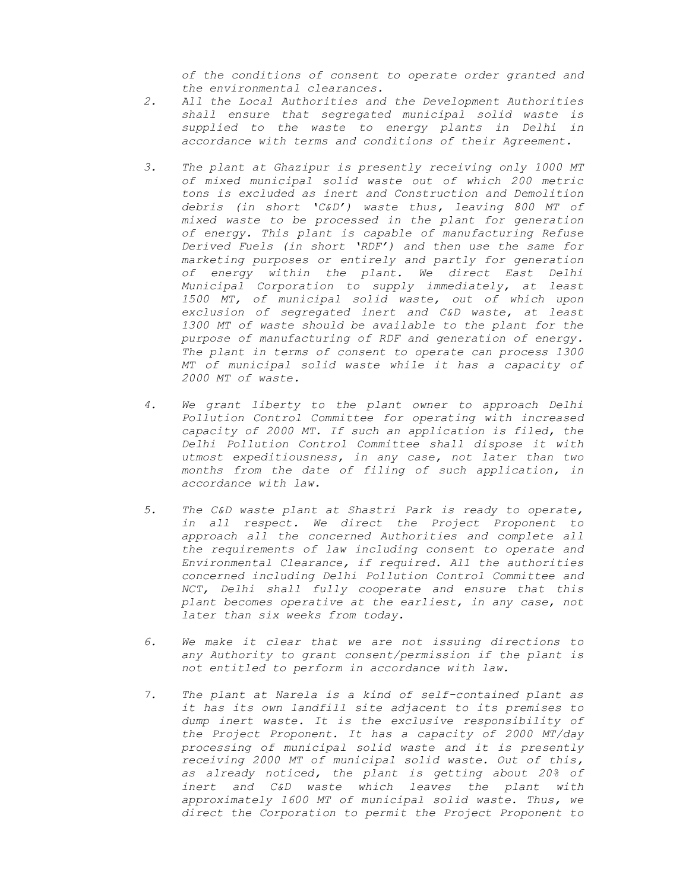*of the conditions of consent to operate order granted and the environmental clearances.*

2. *All the Local Authorities and the Development Authorities shall ensure that segregated municipal solid waste is supplied to the waste to energy plants in Delhi in accordance with terms and conditions of their Agreement.*

3. *The plant at Ghazipur is presently receiving only 1000 MT of mixed municipal solid waste out of which 200 metric tons is excluded as inert and Construction and Demolition debris (in short 'C&D') waste thus, leaving 800 MT of mixed waste to be processed in the plant for generation of energy. This plant is capable of manufacturing Refuse Derived Fuels (in short 'RDF') and then use the same for marketing purposes or entirely and partly for generation of energy within the plant. We direct East Delhi Municipal Corporation to supply immediately, at least 1500 MT, of municipal solid waste, out of which upon exclusion of segregated inert and C&D waste, at least 1300 MT of waste should be available to the plant for the purpose of manufacturing of RDF and generation of energy. The plant in terms of consent to operate can process 1300 MT of municipal solid waste while it has a capacity of 2000 MT of waste.*

4. *We grant liberty to the plant owner to approach Delhi Pollution Control Committee for operating with increased capacity of 2000 MT. If such an application is filed, the Delhi Pollution Control Committee shall dispose it with utmost expeditiousness, in any case, not later than two months from the date of filing of such application, in accordance with law.*

5. *The C&D waste plant at Shastri Park is ready to operate, in all respect. We direct the Project Proponent to approach all the concerned Authorities and complete all the requirements of law including consent to operate and Environmental Clearance, if required. All the authorities concerned including Delhi Pollution Control Committee and NCT, Delhi shall fully cooperate and ensure that this plant becomes operative at the earliest, in any case, not later than six weeks from today.*

6. *We make it clear that we are not issuing directions to any Authority to grant consent/permission if the plant is not entitled to perform in accordance with law.*

7. *The plant at Narela is a kind of self-contained plant as it has its own landfill site adjacent to its premises to dump inert waste. It is the exclusive responsibility of the Project Proponent. It has a capacity of 2000 MT/day processing of municipal solid waste and it is presently receiving 2000 MT of municipal solid waste. Out of this, as already noticed, the plant is getting about 20% of inert and C&D waste which leaves the plant with approximately 1600 MT of municipal solid waste. Thus, we direct the Corporation to permit the Project Proponent to*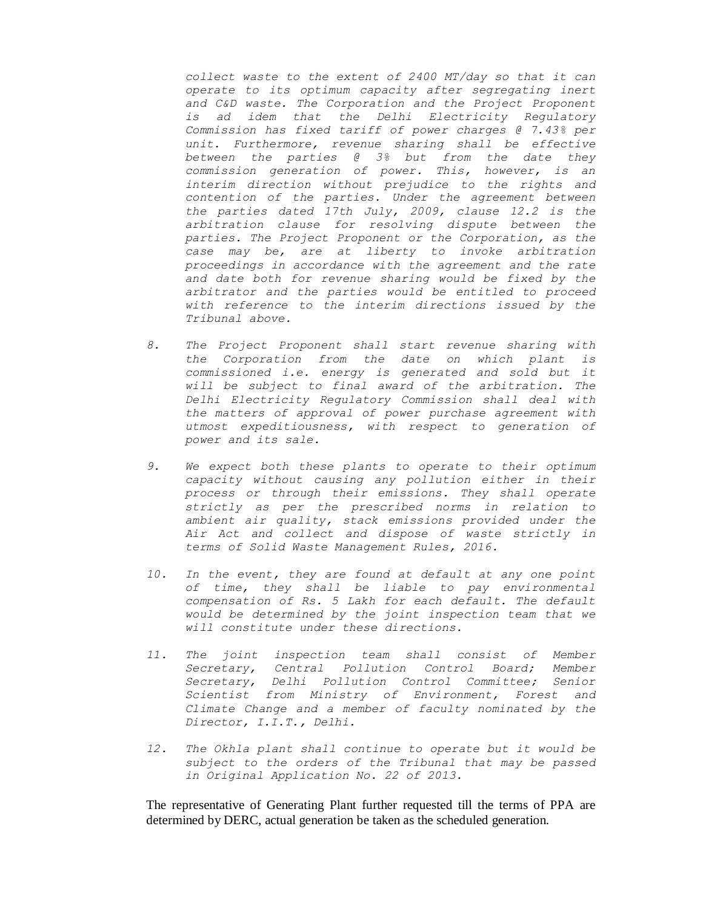*collect waste to the extent of 2400 MT/day so that it can operate to its optimum capacity after segregating inert and C&D waste. The Corporation and the Project Proponent is ad idem that the Delhi Electricity Regulatory Commission has fixed tariff of power charges @ 7.43% per unit. Furthermore, revenue sharing shall be effective between the parties @ 3% but from the date they commission generation of power. This, however, is an interim direction without prejudice to the rights and contention of the parties. Under the agreement between the parties dated 17th July, 2009, clause 12.2 is the arbitration clause for resolving dispute between the parties. The Project Proponent or the Corporation, as the case may be, are at liberty to invoke arbitration proceedings in accordance with the agreement and the rate and date both for revenue sharing would be fixed by the arbitrator and the parties would be entitled to proceed with reference to the interim directions issued by the Tribunal above.*

8. *The Project Proponent shall start revenue sharing with the Corporation from the date on which plant is commissioned i.e. energy is generated and sold but it will be subject to final award of the arbitration. The Delhi Electricity Regulatory Commission shall deal with the matters of approval of power purchase agreement with utmost expeditiousness, with respect to generation of power and its sale.*

9. *We expect both these plants to operate to their optimum capacity without causing any pollution either in their process or through their emissions. They shall operate strictly as per the prescribed norms in relation to ambient air quality, stack emissions provided under the Air Act and collect and dispose of waste strictly in terms of Solid Waste Management Rules, 2016.*

10. *In the event, they are found at default at any one point of time, they shall be liable to pay environmental compensation of Rs. 5 Lakh for each default. The default would be determined by the joint inspection team that we will constitute under these directions.*

11. *The joint inspection team shall consist of Member Secretary, Central Pollution Control Board; Member Secretary, Delhi Pollution Control Committee; Senior Scientist from Ministry of Environment, Forest and Climate Change and a member of faculty nominated by the Director, I.I.T., Delhi.*

12. *The Okhla plant shall continue to operate but it would be subject to the orders of the Tribunal that may be passed in Original Application No. 22 of 2013.*

The representative of Generating Plant further requested till the terms of PPA are determined by DERC, actual generation be taken as the scheduled generation.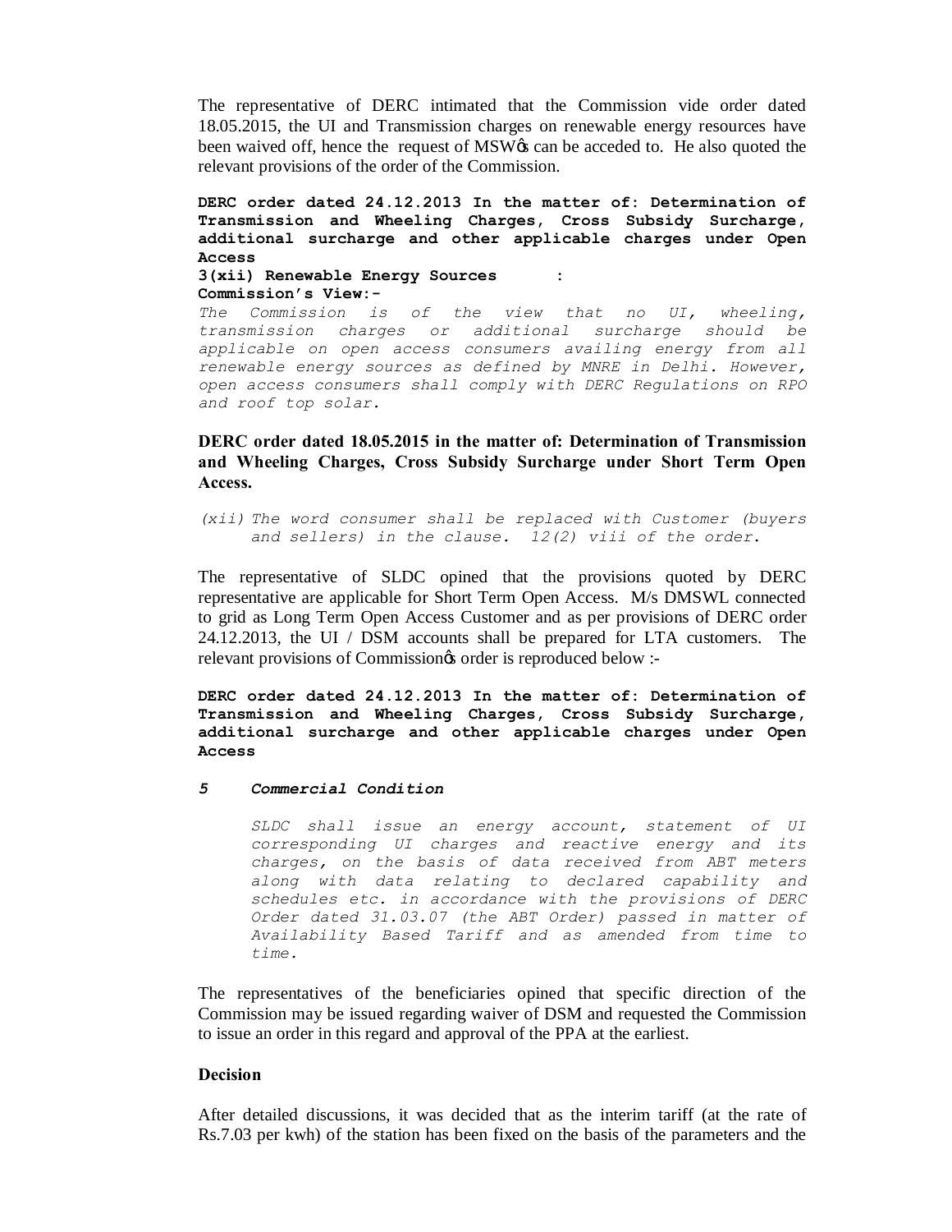The representative of DERC intimated that the Commission vide order dated 18.05.2015, the UI and Transmission charges on renewable energy resources have been waived off, hence the request of MSW's can be acceded to. He also quoted the relevant provisions of the order of the Commission.

**DERC order dated 24.12.2013 In the matter of: Determination of Transmission and Wheeling Charges, Cross Subsidy Surcharge, additional surcharge and other applicable charges under Open Access**

**3(xii) Renewable Energy Sources :**

**Commission's View:-**

*The Commission is of the view that no UI, wheeling, transmission charges or additional surcharge should be applicable on open access consumers availing energy from all renewable energy sources as defined by MNRE in Delhi. However, open access consumers shall comply with DERC Regulations on RPO and roof top solar.*

**DERC order dated 18.05.2015 in the matter of: Determination of Transmission and Wheeling Charges, Cross Subsidy Surcharge under Short Term Open Access.**

*(xii) The word consumer shall be replaced with Customer (buyers and sellers) in the clause. 12(2) viii of the order.*

The representative of SLDC opined that the provisions quoted by DERC representative are applicable for Short Term Open Access. M/s DMSWL connected to grid as Long Term Open Access Customer and as per provisions of DERC order 24.12.2013, the UI / DSM accounts shall be prepared for LTA customers. The relevant provisions of Commission's order is reproduced below :-

**DERC order dated 24.12.2013 In the matter of: Determination of Transmission and Wheeling Charges, Cross Subsidy Surcharge, additional surcharge and other applicable charges under Open Access**

***5 Commercial Condition***

*SLDC shall issue an energy account, statement of UI corresponding UI charges and reactive energy and its charges, on the basis of data received from ABT meters along with data relating to declared capability and schedules etc. in accordance with the provisions of DERC Order dated 31.03.07 (the ABT Order) passed in matter of Availability Based Tariff and as amended from time to time.*

The representatives of the beneficiaries opined that specific direction of the Commission may be issued regarding waiver of DSM and requested the Commission to issue an order in this regard and approval of the PPA at the earliest.

**Decision**

After detailed discussions, it was decided that as the interim tariff (at the rate of Rs.7.03 per kwh) of the station has been fixed on the basis of the parameters and the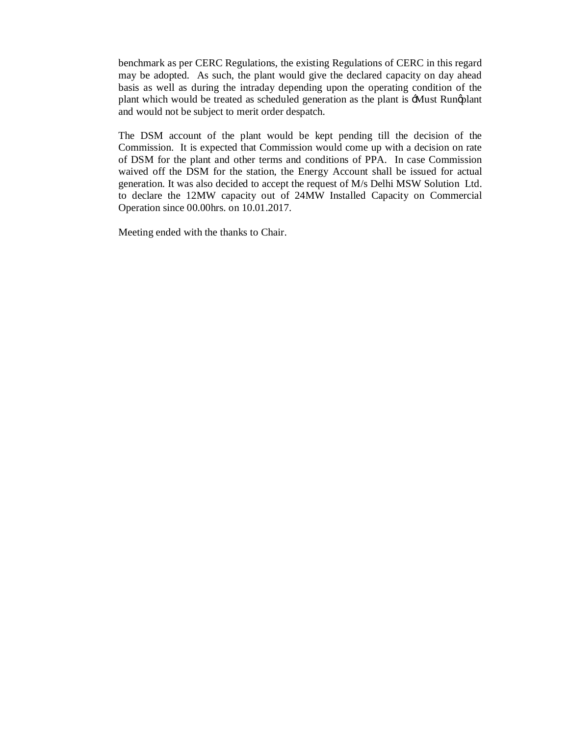benchmark as per CERC Regulations, the existing Regulations of CERC in this regard may be adopted. As such, the plant would give the declared capacity on day ahead basis as well as during the intraday depending upon the operating condition of the plant which would be treated as scheduled generation as the plant is 'Must Run' plant and would not be subject to merit order despatch.

The DSM account of the plant would be kept pending till the decision of the Commission. It is expected that Commission would come up with a decision on rate of DSM for the plant and other terms and conditions of PPA. In case Commission waived off the DSM for the station, the Energy Account shall be issued for actual generation. It was also decided to accept the request of M/s Delhi MSW Solution Ltd. to declare the 12MW capacity out of 24MW Installed Capacity on Commercial Operation since 00.00hrs. on 10.01.2017.

Meeting ended with the thanks to Chair.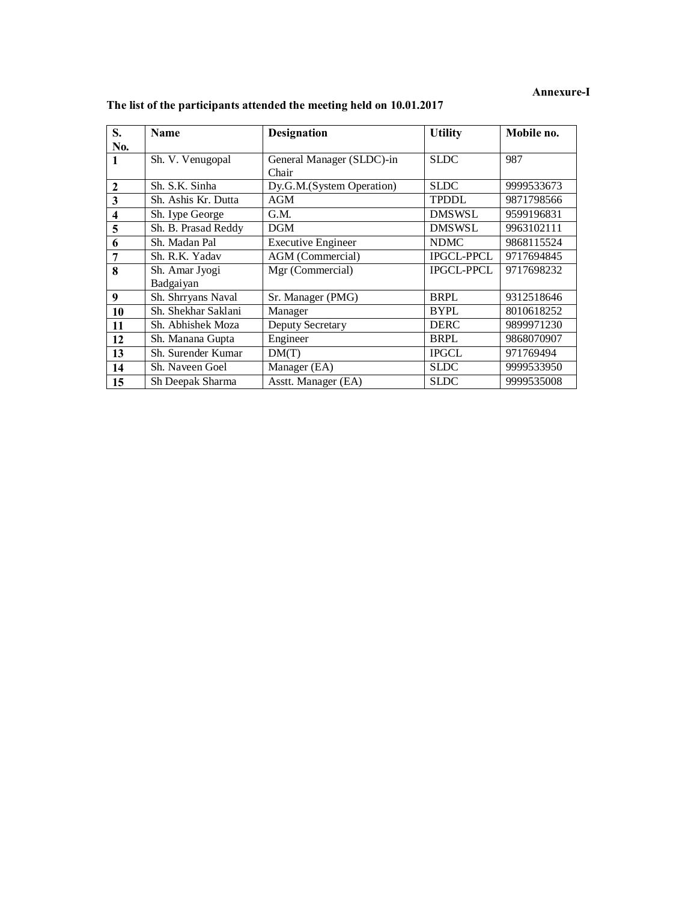**Annexure-I**

**The list of the participants attended the meeting held on 10.01.2017**

| S. No. | Name | Designation | Utility | Mobile no. |
|---|---|---|---|---|
| 1 | Sh. V. Venugopal | General Manager (SLDC)-in Chair | SLDC | 987 |
| 2 | Sh. S.K. Sinha | Dy.G.M.(System Operation) | SLDC | 9999533673 |
| 3 | Sh. Ashis Kr. Dutta | AGM | TPDDL | 9871798566 |
| 4 | Sh. Iype George | G.M. | DMSWSL | 9599196831 |
| 5 | Sh. B. Prasad Reddy | DGM | DMSWSL | 9963102111 |
| 6 | Sh. Madan Pal | Executive Engineer | NDMC | 9868115524 |
| 7 | Sh. R.K. Yadav | AGM (Commercial) | IPGCL-PPCL | 9717694845 |
| 8 | Sh. Amar Jyogi Badgaiyan | Mgr (Commercial) | IPGCL-PPCL | 9717698232 |
| 9 | Sh. Shrryans Naval | Sr. Manager (PMG) | BRPL | 9312518646 |
| 10 | Sh. Shekhar Saklani | Manager | BYPL | 8010618252 |
| 11 | Sh. Abhishek Moza | Deputy Secretary | DERC | 9899971230 |
| 12 | Sh. Manana Gupta | Engineer | BRPL | 9868070907 |
| 13 | Sh. Surender Kumar | DM(T) | IPGCL | 971769494 |
| 14 | Sh. Naveen Goel | Manager (EA) | SLDC | 9999533950 |
| 15 | Sh Deepak Sharma | Asstt. Manager (EA) | SLDC | 9999535008 |